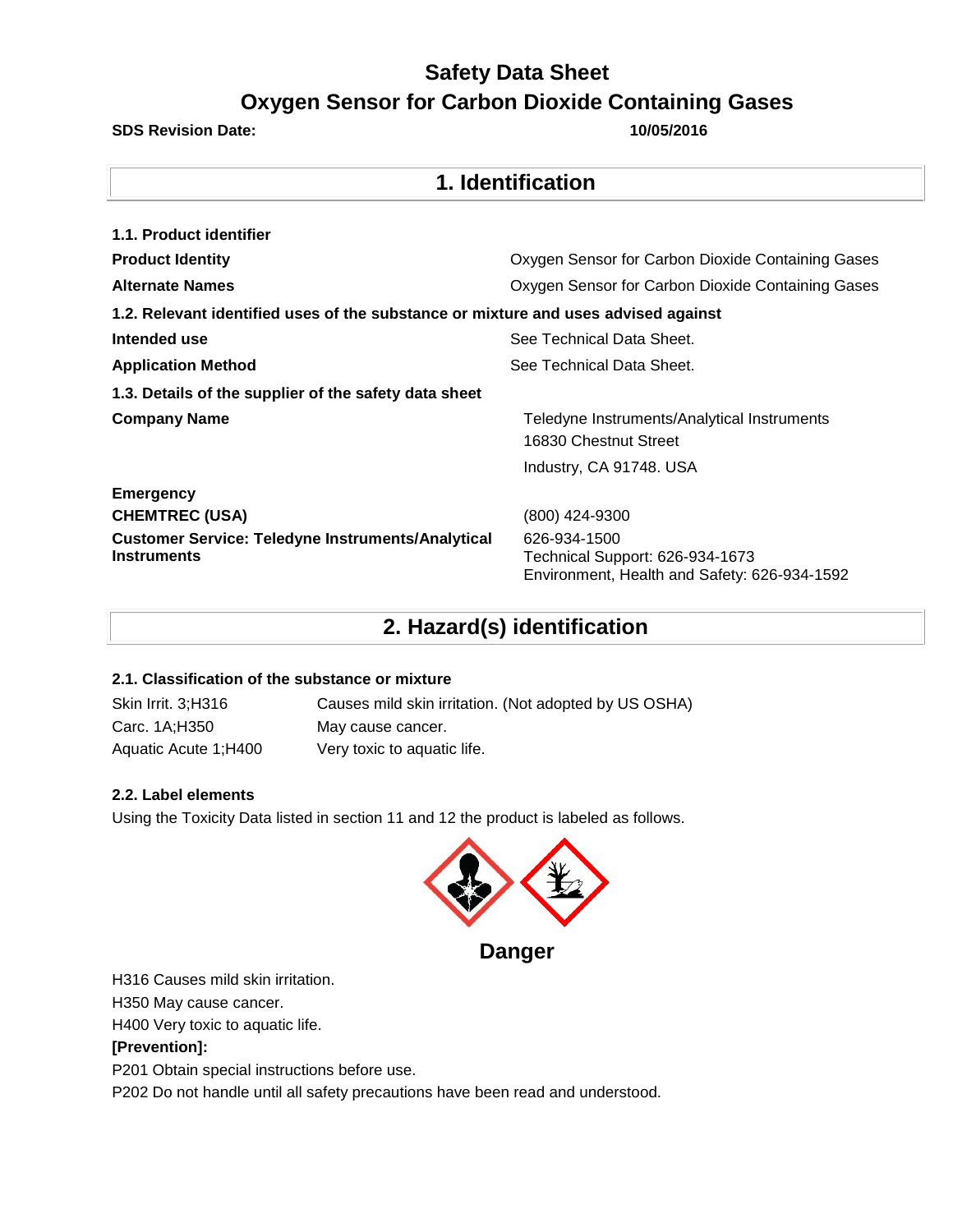# Safety Data Sheet

# Oxygen Sensor for Carbon Dioxide Containing Gases

**SDS Revision Date:** **10/05/2016**

## 1. Identification

### 1.1. Product identifier

| | |
|---|---|
| **Product Identity** | Oxygen Sensor for Carbon Dioxide Containing Gases |
| **Alternate Names** | Oxygen Sensor for Carbon Dioxide Containing Gases |

### 1.2. Relevant identified uses of the substance or mixture and uses advised against

| | |
|---|---|
| **Intended use** | See Technical Data Sheet. |
| **Application Method** | See Technical Data Sheet. |

### 1.3. Details of the supplier of the safety data sheet

| | |
|---|---|
| **Company Name** | Teledyne Instruments/Analytical Instruments<br>16830 Chestnut Street<br>Industry, CA 91748. USA |
| **Emergency** | |
| **CHEMTREC (USA)** | (800) 424-9300 |
| **Customer Service: Teledyne Instruments/Analytical Instruments** | 626-934-1500<br>Technical Support: 626-934-1673<br>Environment, Health and Safety: 626-934-1592 |

## 2. Hazard(s) identification

### 2.1. Classification of the substance or mixture

| | |
|---|---|
| Skin Irrit. 3;H316 | Causes mild skin irritation. (Not adopted by US OSHA) |
| Carc. 1A;H350 | May cause cancer. |
| Aquatic Acute 1;H400 | Very toxic to aquatic life. |

### 2.2. Label elements

Using the Toxicity Data listed in section 11 and 12 the product is labeled as follows.

**Danger**

H316 Causes mild skin irritation.

H350 May cause cancer.

H400 Very toxic to aquatic life.

**[Prevention]:**

P201 Obtain special instructions before use.

P202 Do not handle until all safety precautions have been read and understood.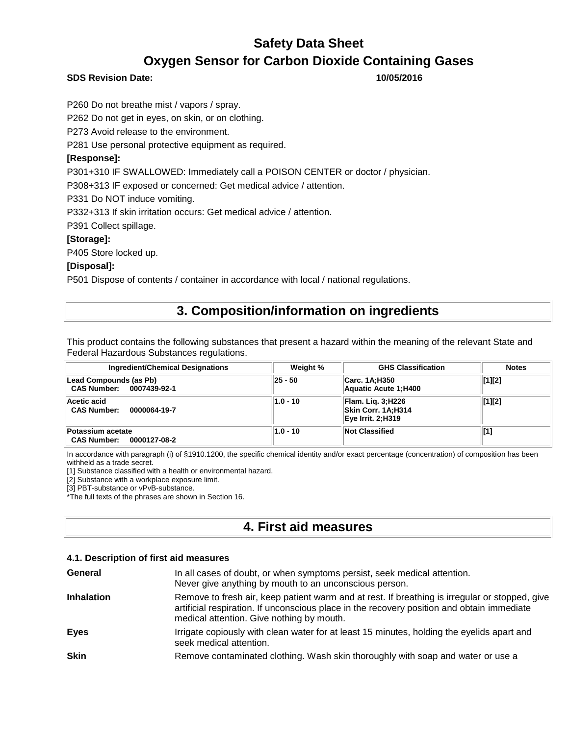P260 Do not breathe mist / vapors / spray.

P262 Do not get in eyes, on skin, or on clothing.

P273 Avoid release to the environment.

P281 Use personal protective equipment as required.

**[Response]:**

P301+310 IF SWALLOWED: Immediately call a POISON CENTER or doctor / physician.

P308+313 IF exposed or concerned: Get medical advice / attention.

P331 Do NOT induce vomiting.

P332+313 If skin irritation occurs: Get medical advice / attention.

P391 Collect spillage.

**[Storage]:**

P405 Store locked up.

**[Disposal]:**

P501 Dispose of contents / container in accordance with local / national regulations.

## 3. Composition/information on ingredients

This product contains the following substances that present a hazard within the meaning of the relevant State and Federal Hazardous Substances regulations.

| Ingredient/Chemical Designations | Weight % | GHS Classification | Notes |
|---|---|---|---|
| **Lead Compounds (as Pb)** **CAS Number: 0007439-92-1** | 25 - 50 | Carc. 1A;H350 Aquatic Acute 1;H400 | [1][2] |
| **Acetic acid** **CAS Number: 0000064-19-7** | 1.0 - 10 | Flam. Liq. 3;H226 Skin Corr. 1A;H314 Eye Irrit. 2;H319 | [1][2] |
| **Potassium acetate** **CAS Number: 0000127-08-2** | 1.0 - 10 | Not Classified | [1] |

In accordance with paragraph (i) of §1910.1200, the specific chemical identity and/or exact percentage (concentration) of composition has been withheld as a trade secret.

[1] Substance classified with a health or environmental hazard.

[2] Substance with a workplace exposure limit.

[3] PBT-substance or vPvB-substance.

*The full texts of the phrases are shown in Section 16.

## 4. First aid measures

### 4.1. Description of first aid measures

**General**
In all cases of doubt, or when symptoms persist, seek medical attention.
Never give anything by mouth to an unconscious person.

**Inhalation**
Remove to fresh air, keep patient warm and at rest. If breathing is irregular or stopped, give artificial respiration. If unconscious place in the recovery position and obtain immediate medical attention. Give nothing by mouth.

**Eyes**
Irrigate copiously with clean water for at least 15 minutes, holding the eyelids apart and seek medical attention.

**Skin**
Remove contaminated clothing. Wash skin thoroughly with soap and water or use a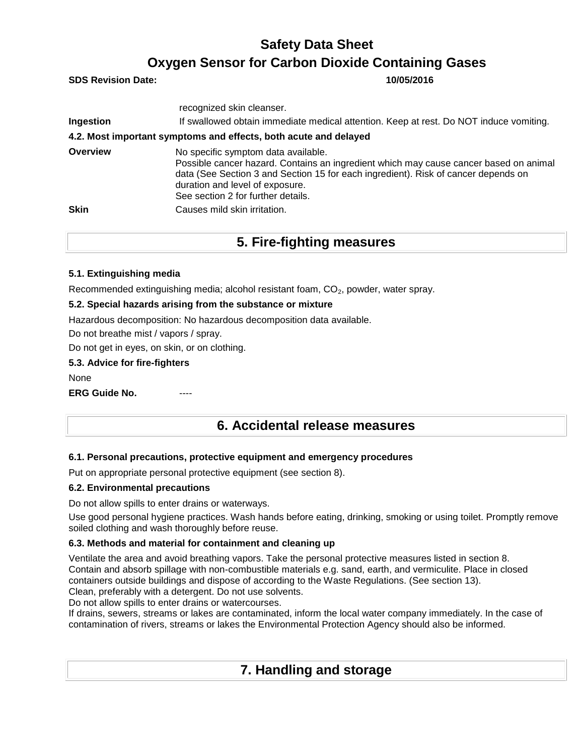| | |
|---|---|
| | recognized skin cleanser. |
| **Ingestion** | If swallowed obtain immediate medical attention. Keep at rest. Do NOT induce vomiting. |

**4.2. Most important symptoms and effects, both acute and delayed**

| | |
|---|---|
| **Overview** | No specific symptom data available.<br>Possible cancer hazard. Contains an ingredient which may cause cancer based on animal data (See Section 3 and Section 15 for each ingredient). Risk of cancer depends on duration and level of exposure.<br>See section 2 for further details. |
| **Skin** | Causes mild skin irritation. |

## 5. Fire-fighting measures

**5.1. Extinguishing media**

Recommended extinguishing media; alcohol resistant foam, $CO_2$, powder, water spray.

**5.2. Special hazards arising from the substance or mixture**

Hazardous decomposition: No hazardous decomposition data available.

Do not breathe mist / vapors / spray.

Do not get in eyes, on skin, or on clothing.

**5.3. Advice for fire-fighters**

None

**ERG Guide No.** ----

## 6. Accidental release measures

**6.1. Personal precautions, protective equipment and emergency procedures**

Put on appropriate personal protective equipment (see section 8).

**6.2. Environmental precautions**

Do not allow spills to enter drains or waterways.

Use good personal hygiene practices. Wash hands before eating, drinking, smoking or using toilet. Promptly remove soiled clothing and wash thoroughly before reuse.

**6.3. Methods and material for containment and cleaning up**

Ventilate the area and avoid breathing vapors. Take the personal protective measures listed in section 8.
Contain and absorb spillage with non-combustible materials e.g. sand, earth, and vermiculite. Place in closed containers outside buildings and dispose of according to the Waste Regulations. (See section 13).
Clean, preferably with a detergent. Do not use solvents.
Do not allow spills to enter drains or watercourses.
If drains, sewers, streams or lakes are contaminated, inform the local water company immediately. In the case of contamination of rivers, streams or lakes the Environmental Protection Agency should also be informed.

## 7. Handling and storage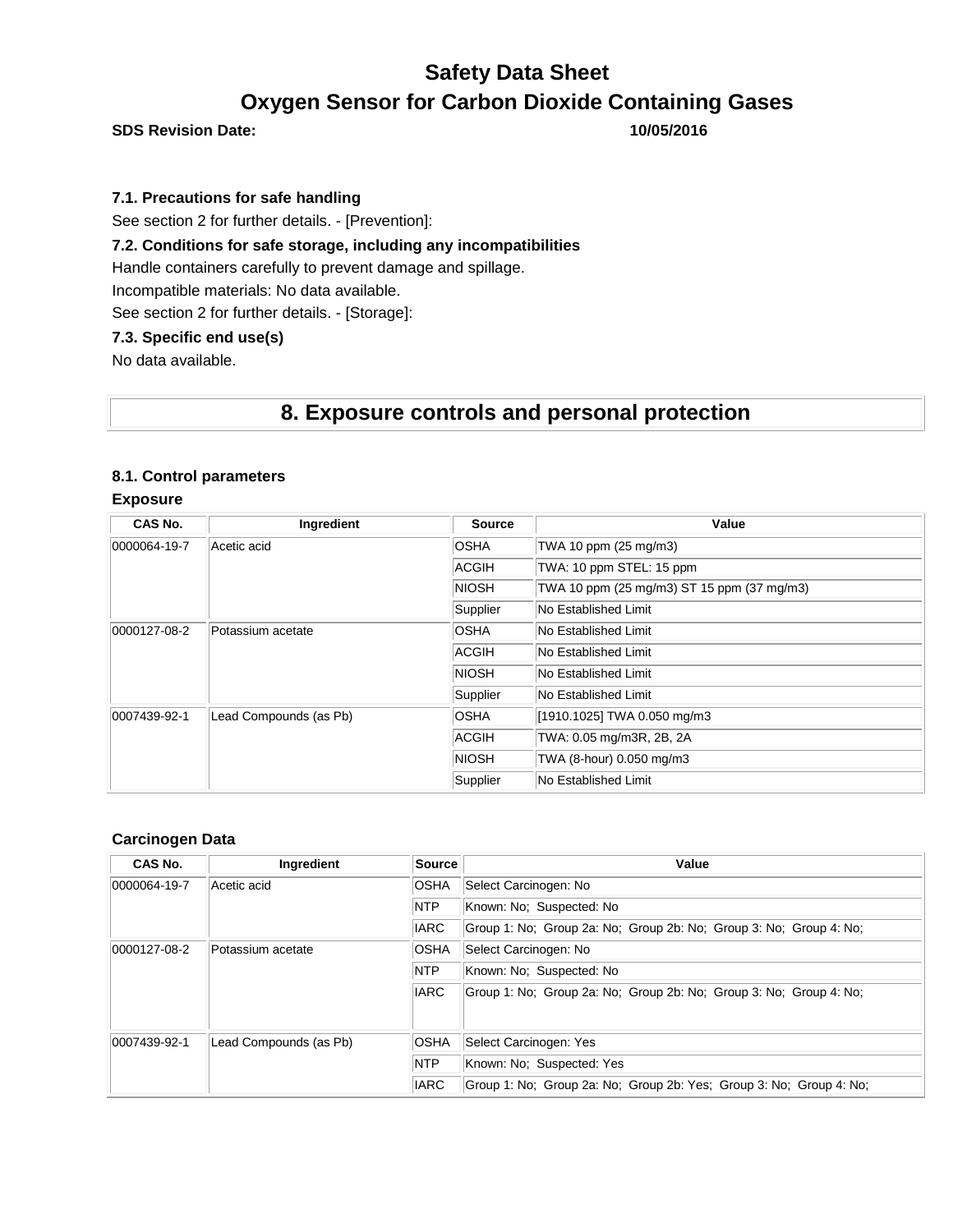### 7.1. Precautions for safe handling

See section 2 for further details. - [Prevention]:

### 7.2. Conditions for safe storage, including any incompatibilities

Handle containers carefully to prevent damage and spillage.

Incompatible materials: No data available.

See section 2 for further details. - [Storage]:

### 7.3. Specific end use(s)

No data available.

## 8. Exposure controls and personal protection

### 8.1. Control parameters

**Exposure**

| CAS No. | Ingredient | Source | Value |
|---|---|---|---|
| 0000064-19-7 | Acetic acid | OSHA | TWA 10 ppm (25 mg/m3) |
| | | ACGIH | TWA: 10 ppm STEL: 15 ppm |
| | | NIOSH | TWA 10 ppm (25 mg/m3) ST 15 ppm (37 mg/m3) |
| | | Supplier | No Established Limit |
| 0000127-08-2 | Potassium acetate | OSHA | No Established Limit |
| | | ACGIH | No Established Limit |
| | | NIOSH | No Established Limit |
| | | Supplier | No Established Limit |
| 0007439-92-1 | Lead Compounds (as Pb) | OSHA | [1910.1025] TWA 0.050 mg/m3 |
| | | ACGIH | TWA: 0.05 mg/m3R, 2B, 2A |
| | | NIOSH | TWA (8-hour) 0.050 mg/m3 |
| | | Supplier | No Established Limit |

**Carcinogen Data**

| CAS No. | Ingredient | Source | Value |
|---|---|---|---|
| 0000064-19-7 | Acetic acid | OSHA | Select Carcinogen: No |
| | | NTP | Known: No; Suspected: No |
| | | IARC | Group 1: No; Group 2a: No; Group 2b: No; Group 3: No; Group 4: No; |
| 0000127-08-2 | Potassium acetate | OSHA | Select Carcinogen: No |
| | | NTP | Known: No; Suspected: No |
| | | IARC | Group 1: No; Group 2a: No; Group 2b: No; Group 3: No; Group 4: No; |
| 0007439-92-1 | Lead Compounds (as Pb) | OSHA | Select Carcinogen: Yes |
| | | NTP | Known: No; Suspected: Yes |
| | | IARC | Group 1: No; Group 2a: No; Group 2b: Yes; Group 3: No; Group 4: No; |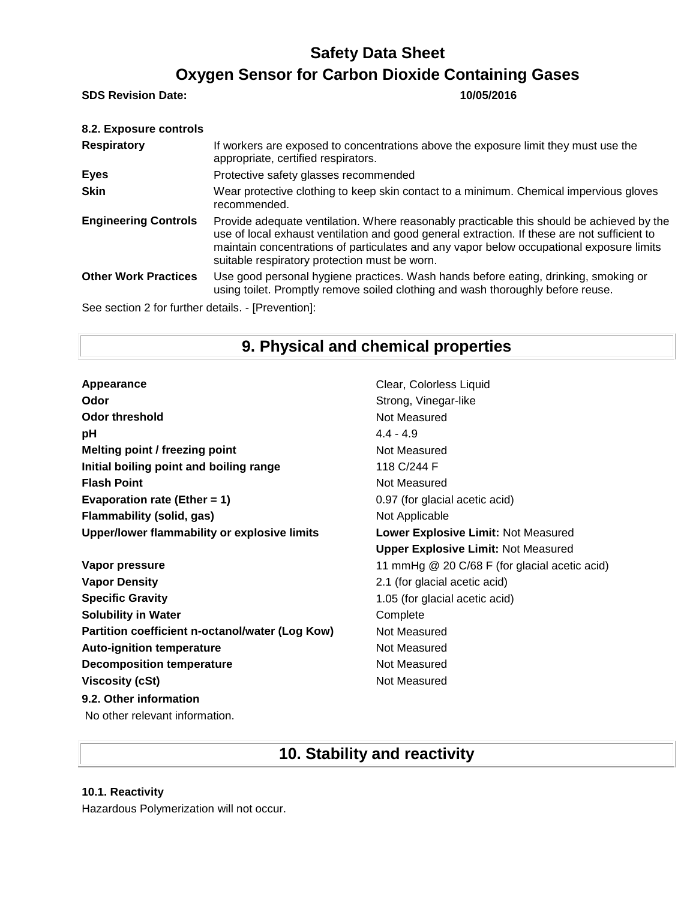**8.2. Exposure controls**

| | |
|---|---|
| **Respiratory** | If workers are exposed to concentrations above the exposure limit they must use the appropriate, certified respirators. |
| **Eyes** | Protective safety glasses recommended |
| **Skin** | Wear protective clothing to keep skin contact to a minimum. Chemical impervious gloves recommended. |
| **Engineering Controls** | Provide adequate ventilation. Where reasonably practicable this should be achieved by the use of local exhaust ventilation and good general extraction. If these are not sufficient to maintain concentrations of particulates and any vapor below occupational exposure limits suitable respiratory protection must be worn. |
| **Other Work Practices** | Use good personal hygiene practices. Wash hands before eating, drinking, smoking or using toilet. Promptly remove soiled clothing and wash thoroughly before reuse. |

See section 2 for further details. - [Prevention]:

## 9. Physical and chemical properties

| | |
|---|---|
| **Appearance** | Clear, Colorless Liquid |
| **Odor** | Strong, Vinegar-like |
| **Odor threshold** | Not Measured |
| **pH** | 4.4 - 4.9 |
| **Melting point / freezing point** | Not Measured |
| **Initial boiling point and boiling range** | 118 C/244 F |
| **Flash Point** | Not Measured |
| **Evaporation rate (Ether = 1)** | 0.97 (for glacial acetic acid) |
| **Flammability (solid, gas)** | Not Applicable |
| **Upper/lower flammability or explosive limits** | **Lower Explosive Limit:** Not Measured<br>**Upper Explosive Limit:** Not Measured |
| **Vapor pressure** | 11 mmHg @ 20 C/68 F (for glacial acetic acid) |
| **Vapor Density** | 2.1 (for glacial acetic acid) |
| **Specific Gravity** | 1.05 (for glacial acetic acid) |
| **Solubility in Water** | Complete |
| **Partition coefficient n-octanol/water (Log Kow)** | Not Measured |
| **Auto-ignition temperature** | Not Measured |
| **Decomposition temperature** | Not Measured |
| **Viscosity (cSt)** | Not Measured |

**9.2. Other information**

No other relevant information.

## 10. Stability and reactivity

**10.1. Reactivity**

Hazardous Polymerization will not occur.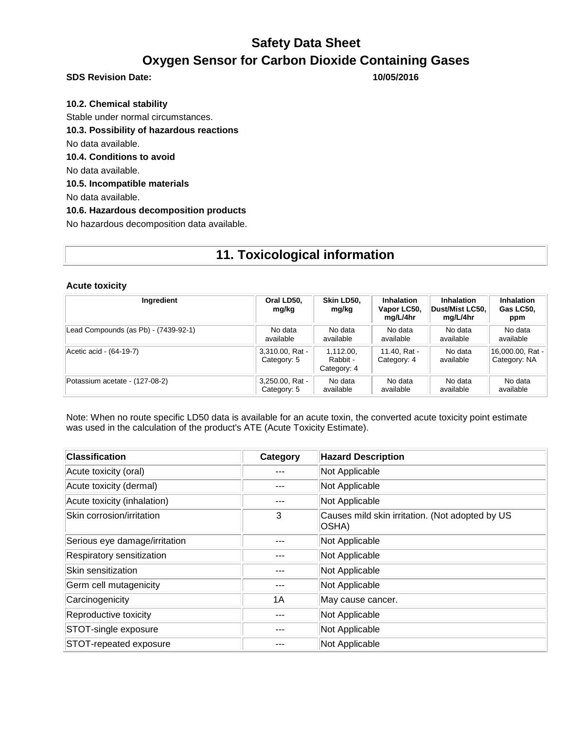#### 10.2. Chemical stability

Stable under normal circumstances.

#### 10.3. Possibility of hazardous reactions

No data available.

#### 10.4. Conditions to avoid

No data available.

#### 10.5. Incompatible materials

No data available.

#### 10.6. Hazardous decomposition products

No hazardous decomposition data available.

## 11. Toxicological information

**Acute toxicity**

| Ingredient | Oral LD50, mg/kg | Skin LD50, mg/kg | Inhalation Vapor LC50, mg/L/4hr | Inhalation Dust/Mist LC50, mg/L/4hr | Inhalation Gas LC50, ppm |
|---|---|---|---|---|---|
| Lead Compounds (as Pb) - (7439-92-1) | No data available | No data available | No data available | No data available | No data available |
| Acetic acid - (64-19-7) | 3,310.00, Rat - Category: 5 | 1,112.00, Rabbit - Category: 4 | 11.40, Rat - Category: 4 | No data available | 16,000.00, Rat - Category: NA |
| Potassium acetate - (127-08-2) | 3,250.00, Rat - Category: 5 | No data available | No data available | No data available | No data available |

Note: When no route specific LD50 data is available for an acute toxin, the converted acute toxicity point estimate was used in the calculation of the product's ATE (Acute Toxicity Estimate).

| Classification | Category | Hazard Description |
|---|---|---|
| Acute toxicity (oral) | --- | Not Applicable |
| Acute toxicity (dermal) | --- | Not Applicable |
| Acute toxicity (inhalation) | --- | Not Applicable |
| Skin corrosion/irritation | 3 | Causes mild skin irritation. (Not adopted by US OSHA) |
| Serious eye damage/irritation | --- | Not Applicable |
| Respiratory sensitization | --- | Not Applicable |
| Skin sensitization | --- | Not Applicable |
| Germ cell mutagenicity | --- | Not Applicable |
| Carcinogenicity | 1A | May cause cancer. |
| Reproductive toxicity | --- | Not Applicable |
| STOT-single exposure | --- | Not Applicable |
| STOT-repeated exposure | --- | Not Applicable |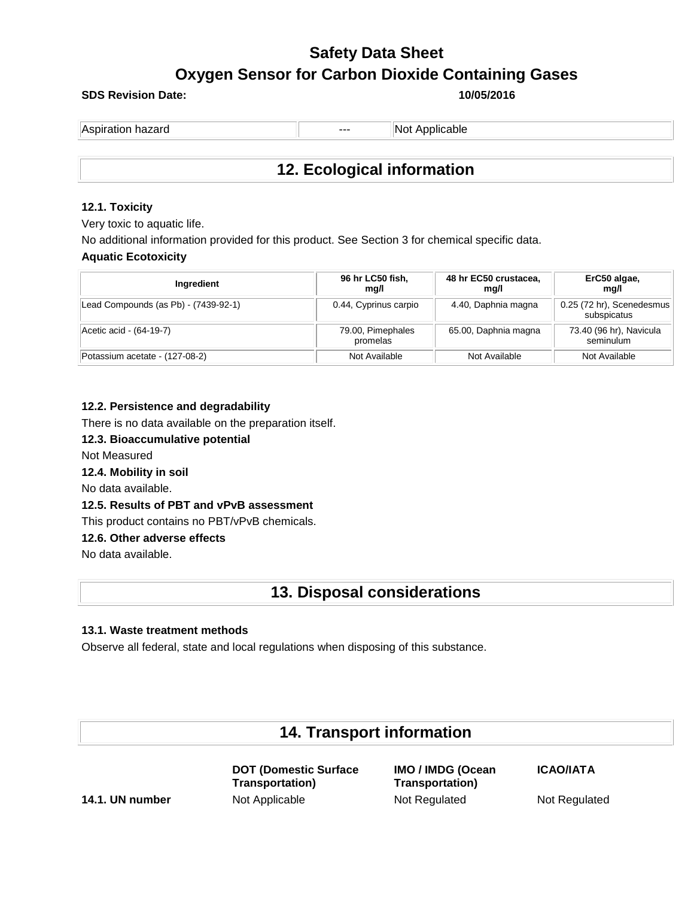| Aspiration hazard | --- | Not Applicable |
|---|---|---|

## 12. Ecological information

### 12.1. Toxicity

Very toxic to aquatic life.

No additional information provided for this product. See Section 3 for chemical specific data.

**Aquatic Ecotoxicity**

| Ingredient | 96 hr LC50 fish, mg/l | 48 hr EC50 crustacea, mg/l | ErC50 algae, mg/l |
|---|---|---|---|
| Lead Compounds (as Pb) - (7439-92-1) | 0.44, Cyprinus carpio | 4.40, Daphnia magna | 0.25 (72 hr), Scenedesmus subspicatus |
| Acetic acid - (64-19-7) | 79.00, Pimephales promelas | 65.00, Daphnia magna | 73.40 (96 hr), Navicula seminulum |
| Potassium acetate - (127-08-2) | Not Available | Not Available | Not Available |

### 12.2. Persistence and degradability

There is no data available on the preparation itself.

### 12.3. Bioaccumulative potential

Not Measured

### 12.4. Mobility in soil

No data available.

### 12.5. Results of PBT and vPvB assessment

This product contains no PBT/vPvB chemicals.

### 12.6. Other adverse effects

No data available.

## 13. Disposal considerations

### 13.1. Waste treatment methods

Observe all federal, state and local regulations when disposing of this substance.

## 14. Transport information

| | DOT (Domestic Surface Transportation) | IMO / IMDG (Ocean Transportation) | ICAO/IATA |
|---|---|---|---|
| **14.1. UN number** | Not Applicable | Not Regulated | Not Regulated |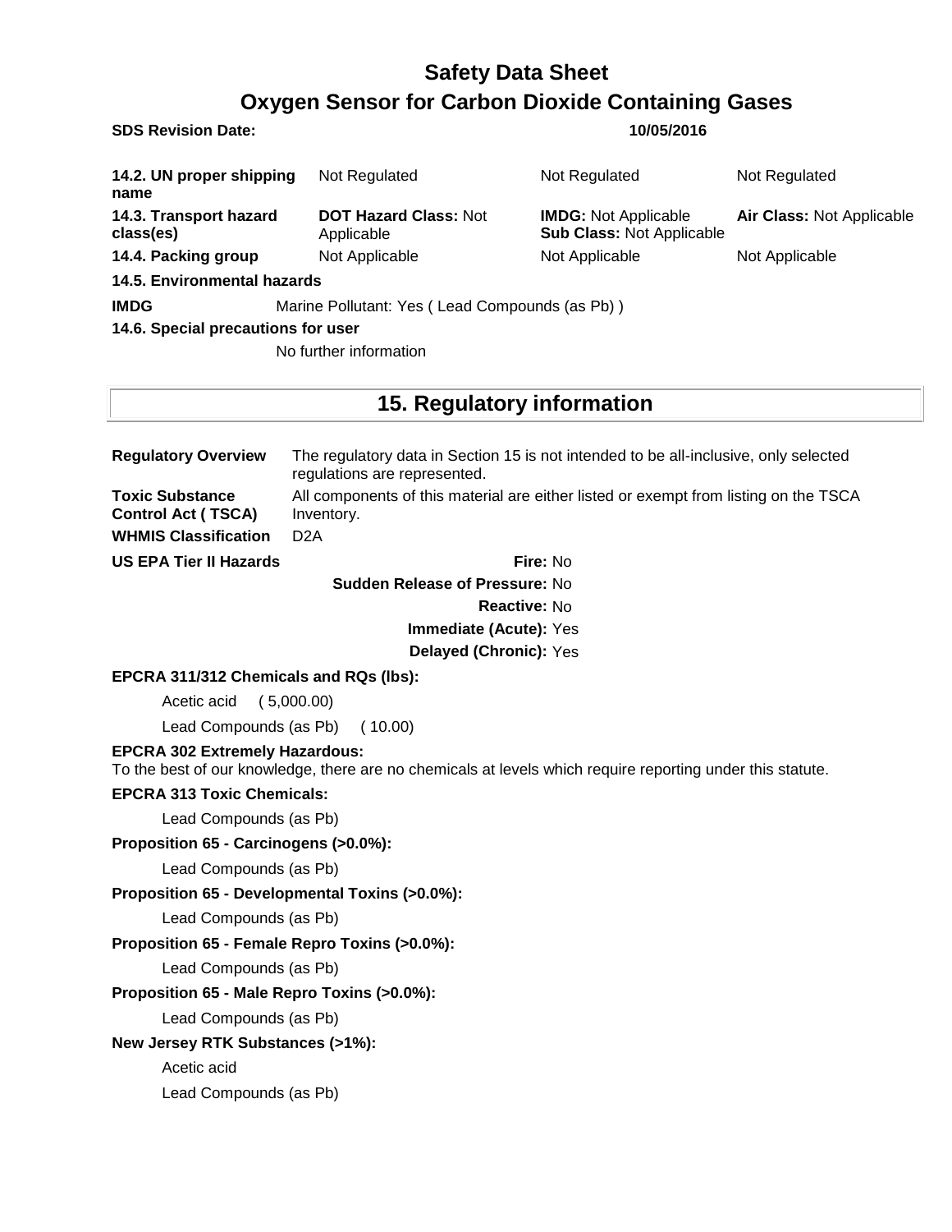| | | | |
|---|---|---|---|
| **14.2. UN proper shipping name** | Not Regulated | Not Regulated | Not Regulated |
| **14.3. Transport hazard class(es)** | **DOT Hazard Class:** Not Applicable | **IMDG:** Not Applicable<br>**Sub Class:** Not Applicable | **Air Class:** Not Applicable |
| **14.4. Packing group** | Not Applicable | Not Applicable | Not Applicable |

**14.5. Environmental hazards**

**IMDG** Marine Pollutant: Yes ( Lead Compounds (as Pb) )

**14.6. Special precautions for user**

No further information

## 15. Regulatory information

**Regulatory Overview** The regulatory data in Section 15 is not intended to be all-inclusive, only selected regulations are represented.

**Toxic Substance Control Act ( TSCA)** All components of this material are either listed or exempt from listing on the TSCA Inventory.

**WHMIS Classification** D2A

**US EPA Tier II Hazards**

**Fire:** No

**Sudden Release of Pressure:** No

**Reactive:** No

**Immediate (Acute):** Yes

**Delayed (Chronic):** Yes

**EPCRA 311/312 Chemicals and RQs (lbs):**

Acetic acid ( 5,000.00)

Lead Compounds (as Pb) ( 10.00)

**EPCRA 302 Extremely Hazardous:**

To the best of our knowledge, there are no chemicals at levels which require reporting under this statute.

**EPCRA 313 Toxic Chemicals:**

Lead Compounds (as Pb)

**Proposition 65 - Carcinogens (>0.0%):**

Lead Compounds (as Pb)

**Proposition 65 - Developmental Toxins (>0.0%):**

Lead Compounds (as Pb)

**Proposition 65 - Female Repro Toxins (>0.0%):**

Lead Compounds (as Pb)

**Proposition 65 - Male Repro Toxins (>0.0%):**

Lead Compounds (as Pb)

**New Jersey RTK Substances (>1%):**

Acetic acid

Lead Compounds (as Pb)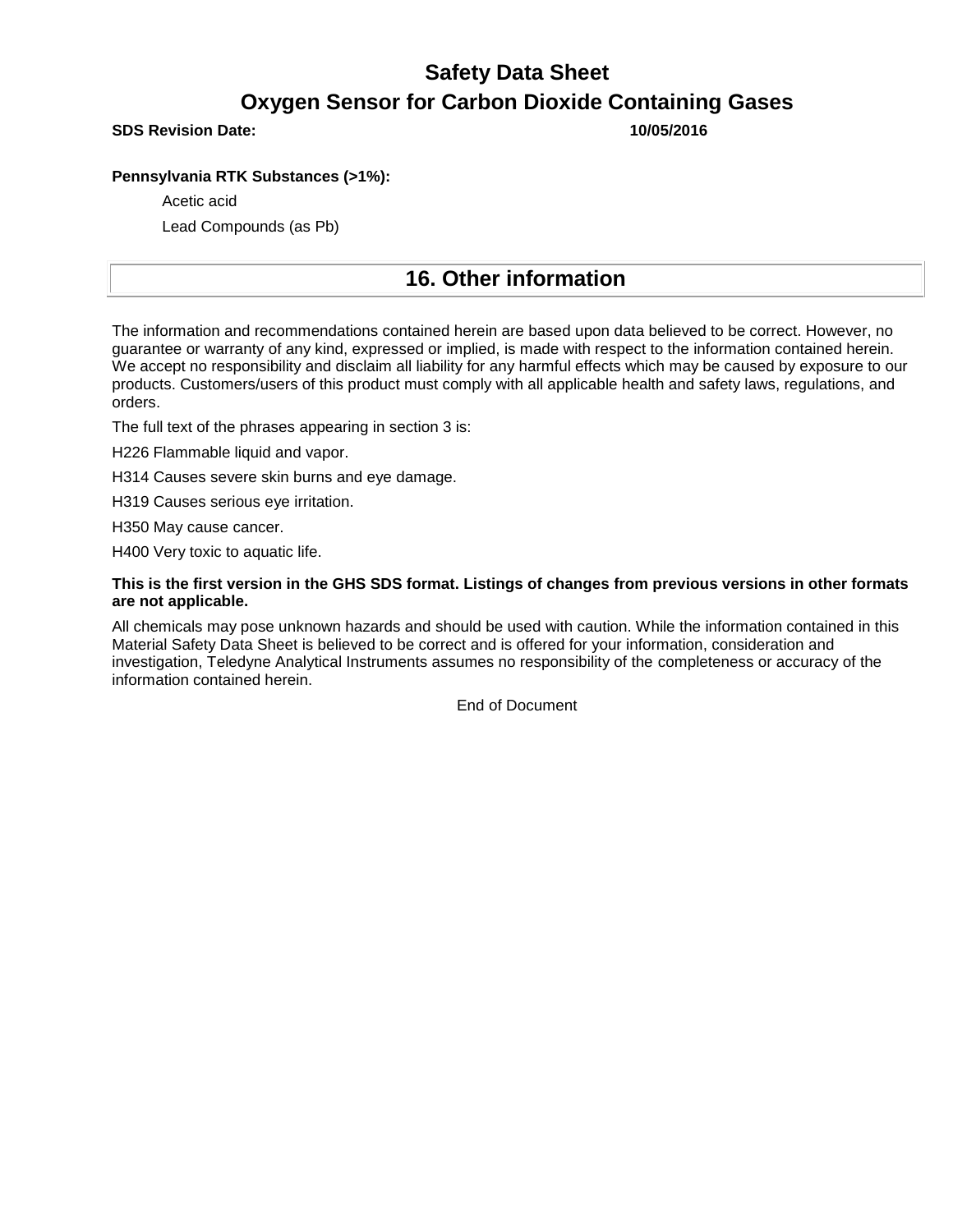**Pennsylvania RTK Substances (>1%):**

Acetic acid

Lead Compounds (as Pb)

## 16. Other information

The information and recommendations contained herein are based upon data believed to be correct. However, no guarantee or warranty of any kind, expressed or implied, is made with respect to the information contained herein. We accept no responsibility and disclaim all liability for any harmful effects which may be caused by exposure to our products. Customers/users of this product must comply with all applicable health and safety laws, regulations, and orders.

The full text of the phrases appearing in section 3 is:

H226 Flammable liquid and vapor.

H314 Causes severe skin burns and eye damage.

H319 Causes serious eye irritation.

H350 May cause cancer.

H400 Very toxic to aquatic life.

**This is the first version in the GHS SDS format. Listings of changes from previous versions in other formats are not applicable.**

All chemicals may pose unknown hazards and should be used with caution. While the information contained in this Material Safety Data Sheet is believed to be correct and is offered for your information, consideration and investigation, Teledyne Analytical Instruments assumes no responsibility of the completeness or accuracy of the information contained herein.

End of Document